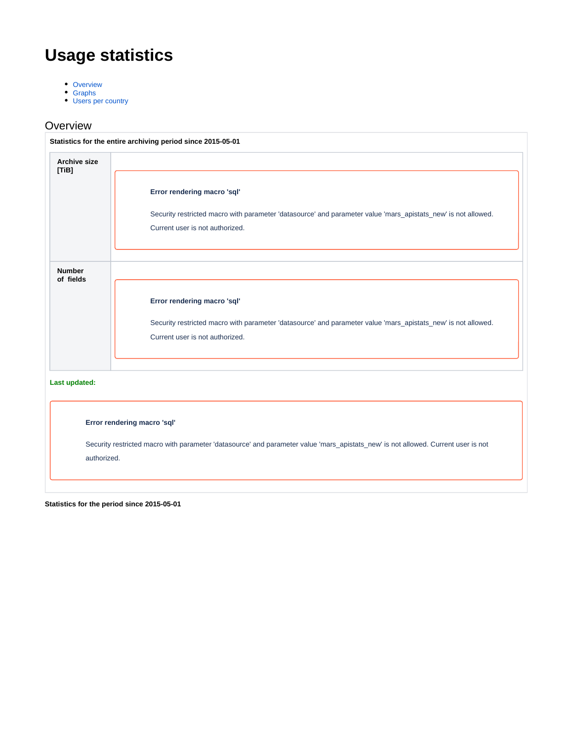# Usage statistics

- Overview
- Graphs
- Users per country

## Overview

**Statistics for the entire archiving period since 2015-05-01**

| | |
|---|---|
| **Archive size [TiB]** | **Error rendering macro 'sql'** Security restricted macro with parameter 'datasource' and parameter value 'mars_apistats_new' is not allowed. Current user is not authorized. |
| **Number of fields** | **Error rendering macro 'sql'** Security restricted macro with parameter 'datasource' and parameter value 'mars_apistats_new' is not allowed. Current user is not authorized. |

**Last updated:**

**Error rendering macro 'sql'**

Security restricted macro with parameter 'datasource' and parameter value 'mars_apistats_new' is not allowed. Current user is not authorized.

**Statistics for the period since 2015-05-01**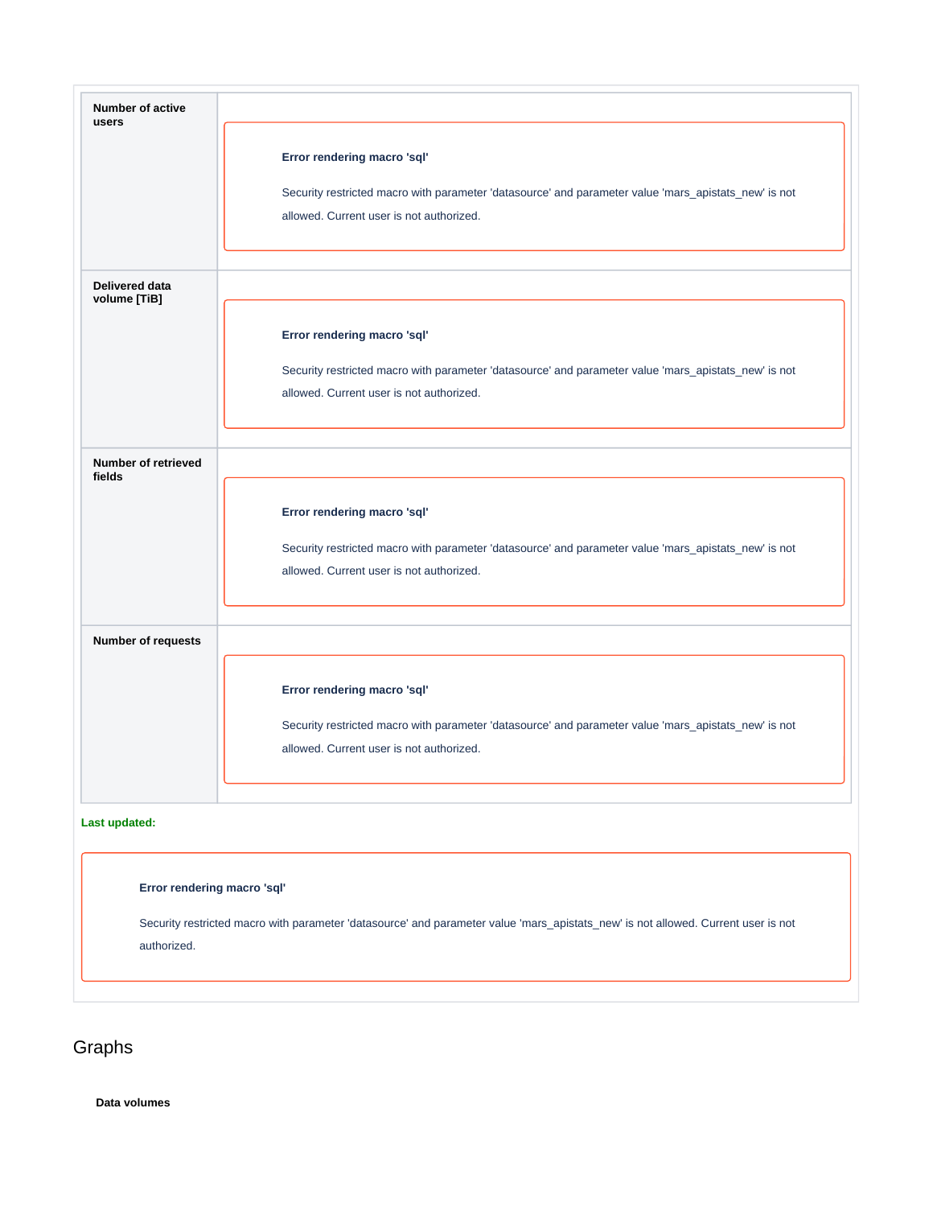| | |
|---|---|
| **Number of active users** | **Error rendering macro 'sql'** Security restricted macro with parameter 'datasource' and parameter value 'mars_apistats_new' is not allowed. Current user is not authorized. |
| **Delivered data volume [TiB]** | **Error rendering macro 'sql'** Security restricted macro with parameter 'datasource' and parameter value 'mars_apistats_new' is not allowed. Current user is not authorized. |
| **Number of retrieved fields** | **Error rendering macro 'sql'** Security restricted macro with parameter 'datasource' and parameter value 'mars_apistats_new' is not allowed. Current user is not authorized. |
| **Number of requests** | **Error rendering macro 'sql'** Security restricted macro with parameter 'datasource' and parameter value 'mars_apistats_new' is not allowed. Current user is not authorized. |

**Last updated:**

**Error rendering macro 'sql'**

Security restricted macro with parameter 'datasource' and parameter value 'mars_apistats_new' is not allowed. Current user is not authorized.

## Graphs

**Data volumes**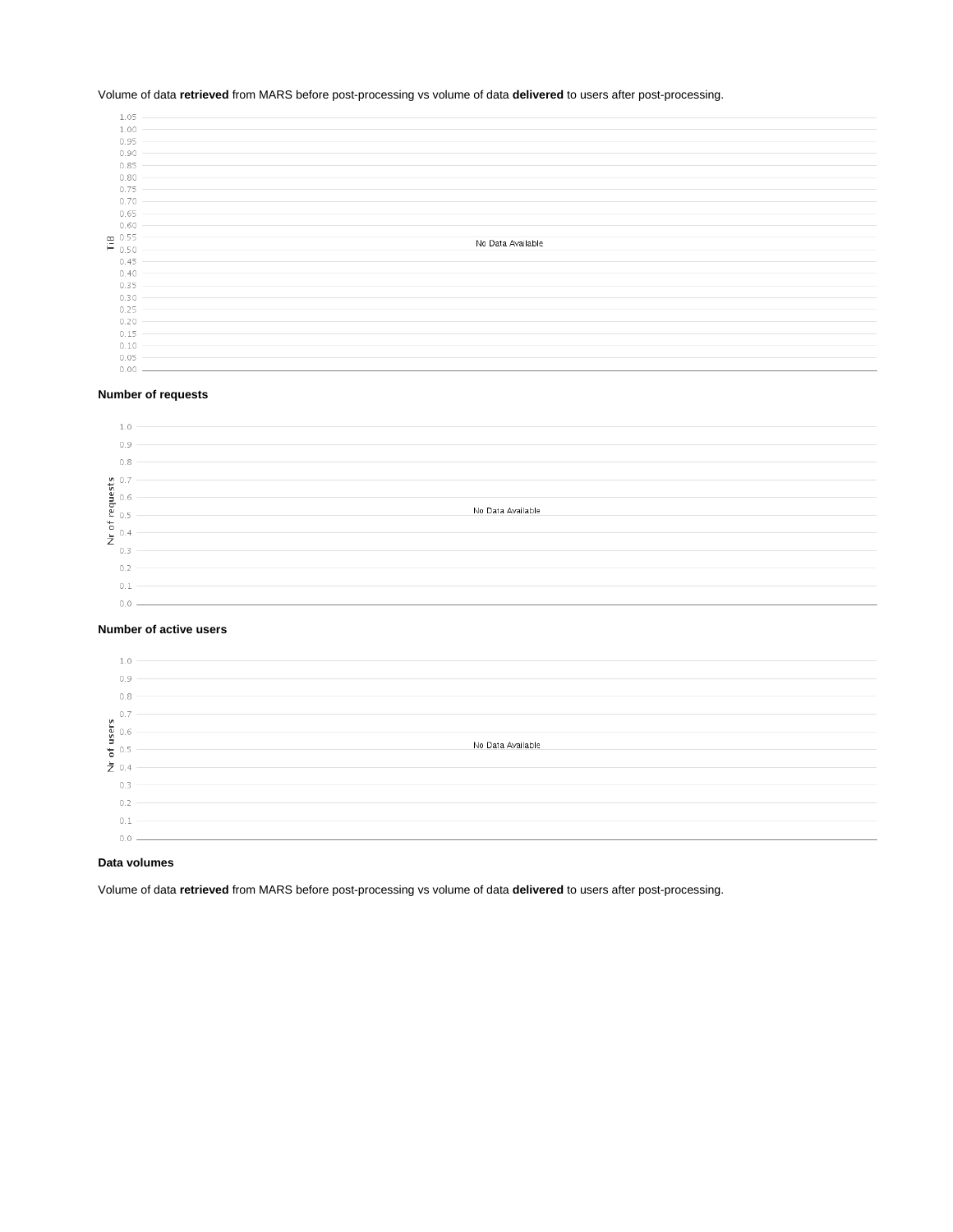Volume of data **retrieved** from MARS before post-processing vs volume of data **delivered** to users after post-processing.

No Data Available

**Number of requests**

No Data Available

**Number of active users**

No Data Available

**Data volumes**

Volume of data **retrieved** from MARS before post-processing vs volume of data **delivered** to users after post-processing.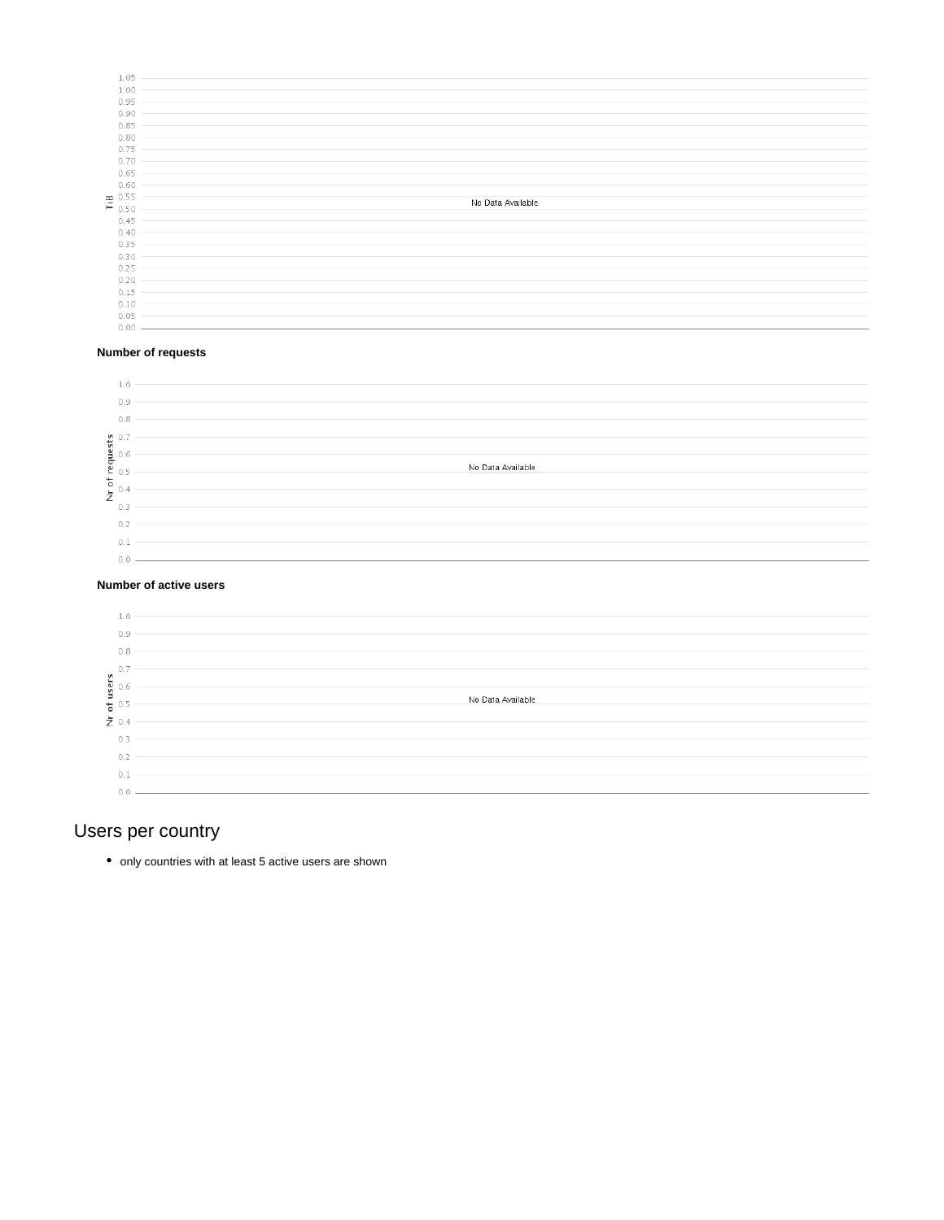**Number of requests**

**Number of active users**

## Users per country

- only countries with at least 5 active users are shown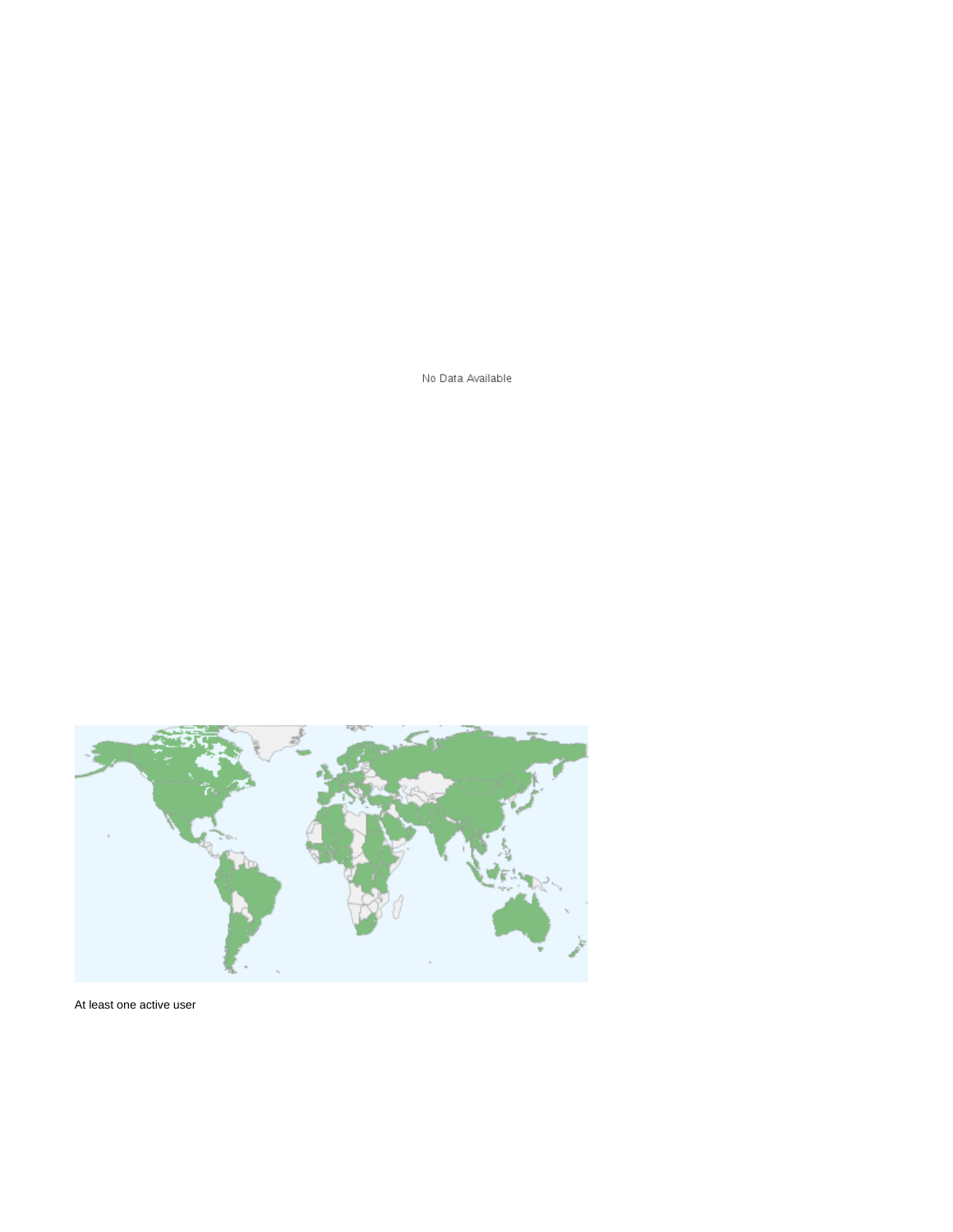No Data Available

At least one active user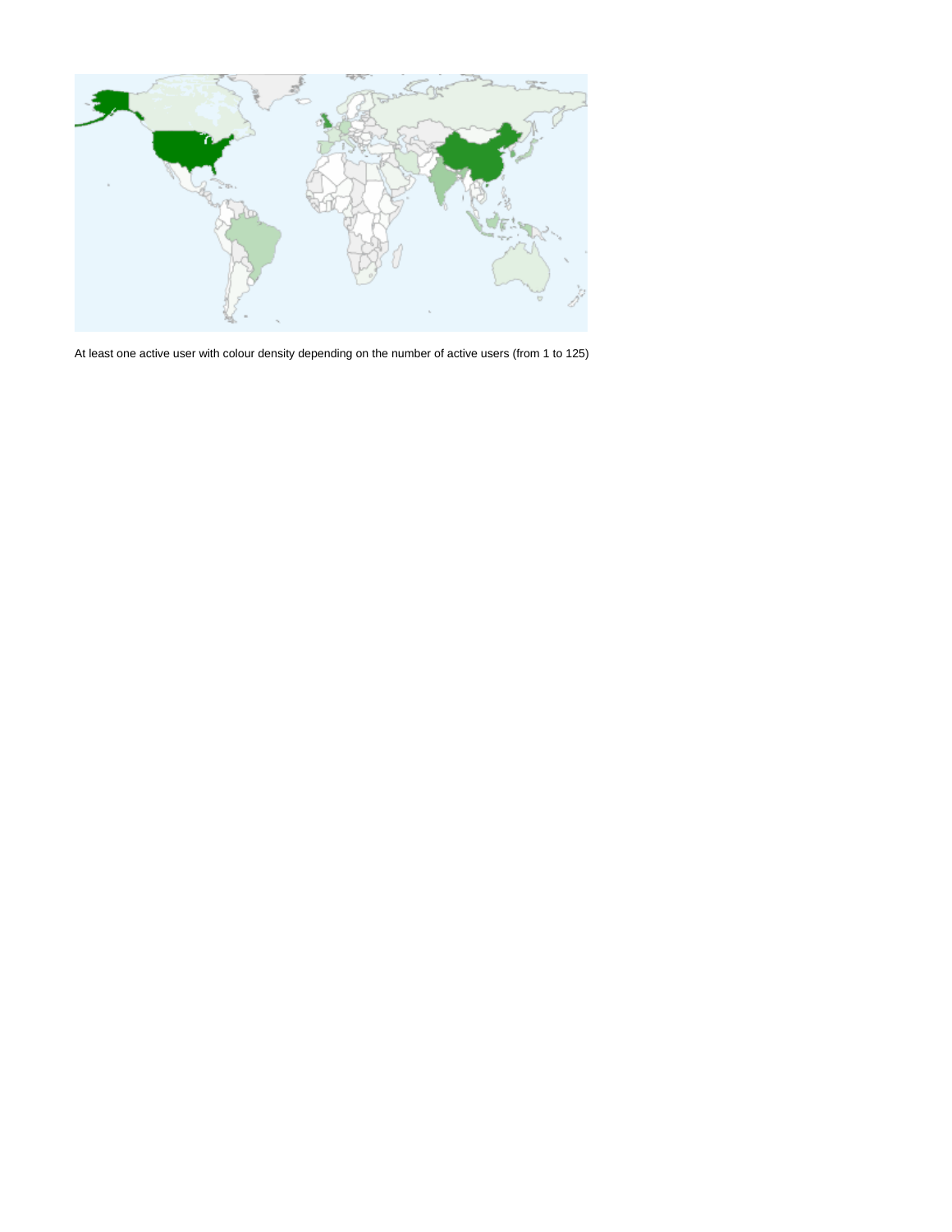At least one active user with colour density depending on the number of active users (from 1 to 125)